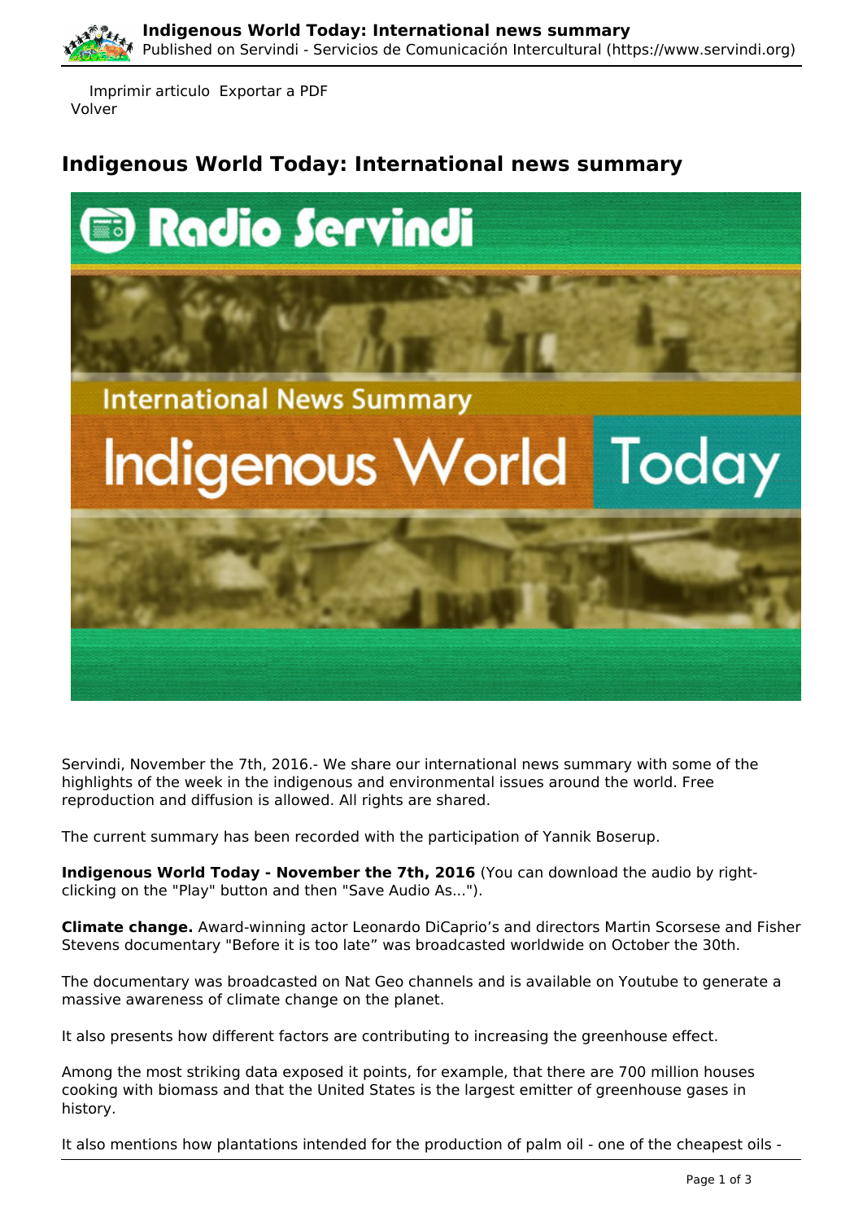Imprimir articulo Exportar a PDF
Volver

# Indigenous World Today: International news summary

Servindi, November the 7th, 2016.- We share our international news summary with some of the highlights of the week in the indigenous and environmental issues around the world. Free reproduction and diffusion is allowed. All rights are shared.

The current summary has been recorded with the participation of Yannik Boserup.

**Indigenous World Today - November the 7th, 2016** (You can download the audio by right-clicking on the "Play" button and then "Save Audio As...").

**Climate change.** Award-winning actor Leonardo DiCaprio's and directors Martin Scorsese and Fisher Stevens documentary "Before it is too late" was broadcasted worldwide on October the 30th.

The documentary was broadcasted on Nat Geo channels and is available on Youtube to generate a massive awareness of climate change on the planet.

It also presents how different factors are contributing to increasing the greenhouse effect.

Among the most striking data exposed it points, for example, that there are 700 million houses cooking with biomass and that the United States is the largest emitter of greenhouse gases in history.

It also mentions how plantations intended for the production of palm oil - one of the cheapest oils -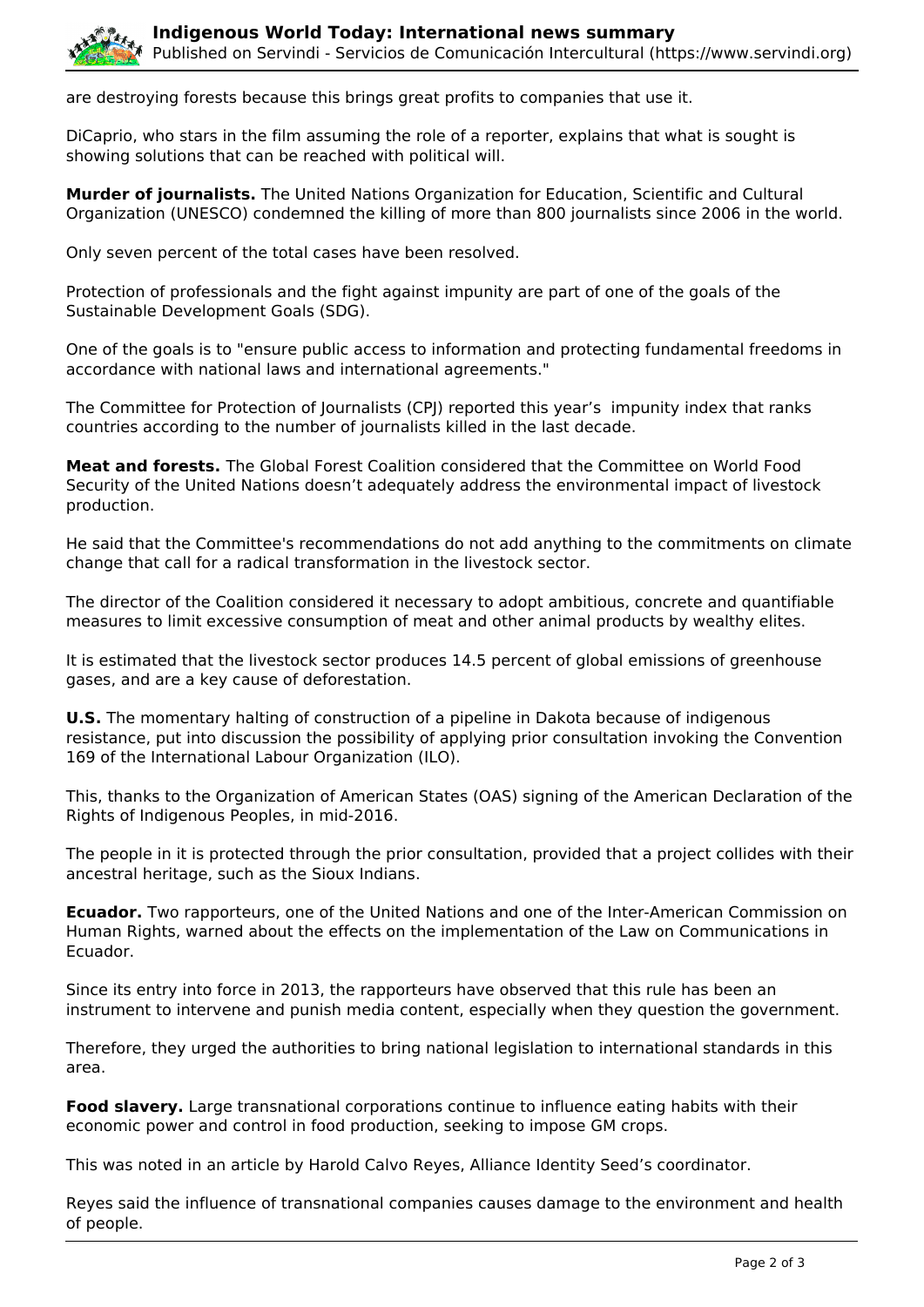are destroying forests because this brings great profits to companies that use it.

DiCaprio, who stars in the film assuming the role of a reporter, explains that what is sought is showing solutions that can be reached with political will.

**Murder of journalists.** The United Nations Organization for Education, Scientific and Cultural Organization (UNESCO) condemned the killing of more than 800 journalists since 2006 in the world.

Only seven percent of the total cases have been resolved.

Protection of professionals and the fight against impunity are part of one of the goals of the Sustainable Development Goals (SDG).

One of the goals is to "ensure public access to information and protecting fundamental freedoms in accordance with national laws and international agreements."

The Committee for Protection of Journalists (CPJ) reported this year's impunity index that ranks countries according to the number of journalists killed in the last decade.

**Meat and forests.** The Global Forest Coalition considered that the Committee on World Food Security of the United Nations doesn't adequately address the environmental impact of livestock production.

He said that the Committee's recommendations do not add anything to the commitments on climate change that call for a radical transformation in the livestock sector.

The director of the Coalition considered it necessary to adopt ambitious, concrete and quantifiable measures to limit excessive consumption of meat and other animal products by wealthy elites.

It is estimated that the livestock sector produces 14.5 percent of global emissions of greenhouse gases, and are a key cause of deforestation.

**U.S.** The momentary halting of construction of a pipeline in Dakota because of indigenous resistance, put into discussion the possibility of applying prior consultation invoking the Convention 169 of the International Labour Organization (ILO).

This, thanks to the Organization of American States (OAS) signing of the American Declaration of the Rights of Indigenous Peoples, in mid-2016.

The people in it is protected through the prior consultation, provided that a project collides with their ancestral heritage, such as the Sioux Indians.

**Ecuador.** Two rapporteurs, one of the United Nations and one of the Inter-American Commission on Human Rights, warned about the effects on the implementation of the Law on Communications in Ecuador.

Since its entry into force in 2013, the rapporteurs have observed that this rule has been an instrument to intervene and punish media content, especially when they question the government.

Therefore, they urged the authorities to bring national legislation to international standards in this area.

**Food slavery.** Large transnational corporations continue to influence eating habits with their economic power and control in food production, seeking to impose GM crops.

This was noted in an article by Harold Calvo Reyes, Alliance Identity Seed's coordinator.

Reyes said the influence of transnational companies causes damage to the environment and health of people.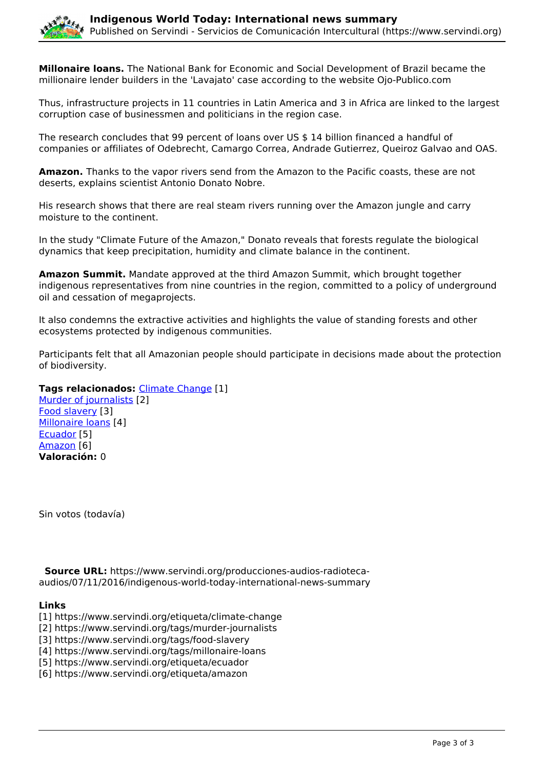**Millonaire loans.** The National Bank for Economic and Social Development of Brazil became the millionaire lender builders in the 'Lavajato' case according to the website Ojo-Publico.com

Thus, infrastructure projects in 11 countries in Latin America and 3 in Africa are linked to the largest corruption case of businessmen and politicians in the region case.

The research concludes that 99 percent of loans over US $ 14 billion financed a handful of companies or affiliates of Odebrecht, Camargo Correa, Andrade Gutierrez, Queiroz Galvao and OAS.

**Amazon.** Thanks to the vapor rivers send from the Amazon to the Pacific coasts, these are not deserts, explains scientist Antonio Donato Nobre.

His research shows that there are real steam rivers running over the Amazon jungle and carry moisture to the continent.

In the study "Climate Future of the Amazon," Donato reveals that forests regulate the biological dynamics that keep precipitation, humidity and climate balance in the continent.

**Amazon Summit.** Mandate approved at the third Amazon Summit, which brought together indigenous representatives from nine countries in the region, committed to a policy of underground oil and cessation of megaprojects.

It also condemns the extractive activities and highlights the value of standing forests and other ecosystems protected by indigenous communities.

Participants felt that all Amazonian people should participate in decisions made about the protection of biodiversity.

**Tags relacionados:** Climate Change [1]
Murder of journalists [2]
Food slavery [3]
Millonaire loans [4]
Ecuador [5]
Amazon [6]
**Valoración:** 0

Sin votos (todavía)

**Source URL:** https://www.servindi.org/producciones-audios-radioteca-audios/07/11/2016/indigenous-world-today-international-news-summary

**Links**
[1] https://www.servindi.org/etiqueta/climate-change
[2] https://www.servindi.org/tags/murder-journalists
[3] https://www.servindi.org/tags/food-slavery
[4] https://www.servindi.org/tags/millonaire-loans
[5] https://www.servindi.org/etiqueta/ecuador
[6] https://www.servindi.org/etiqueta/amazon